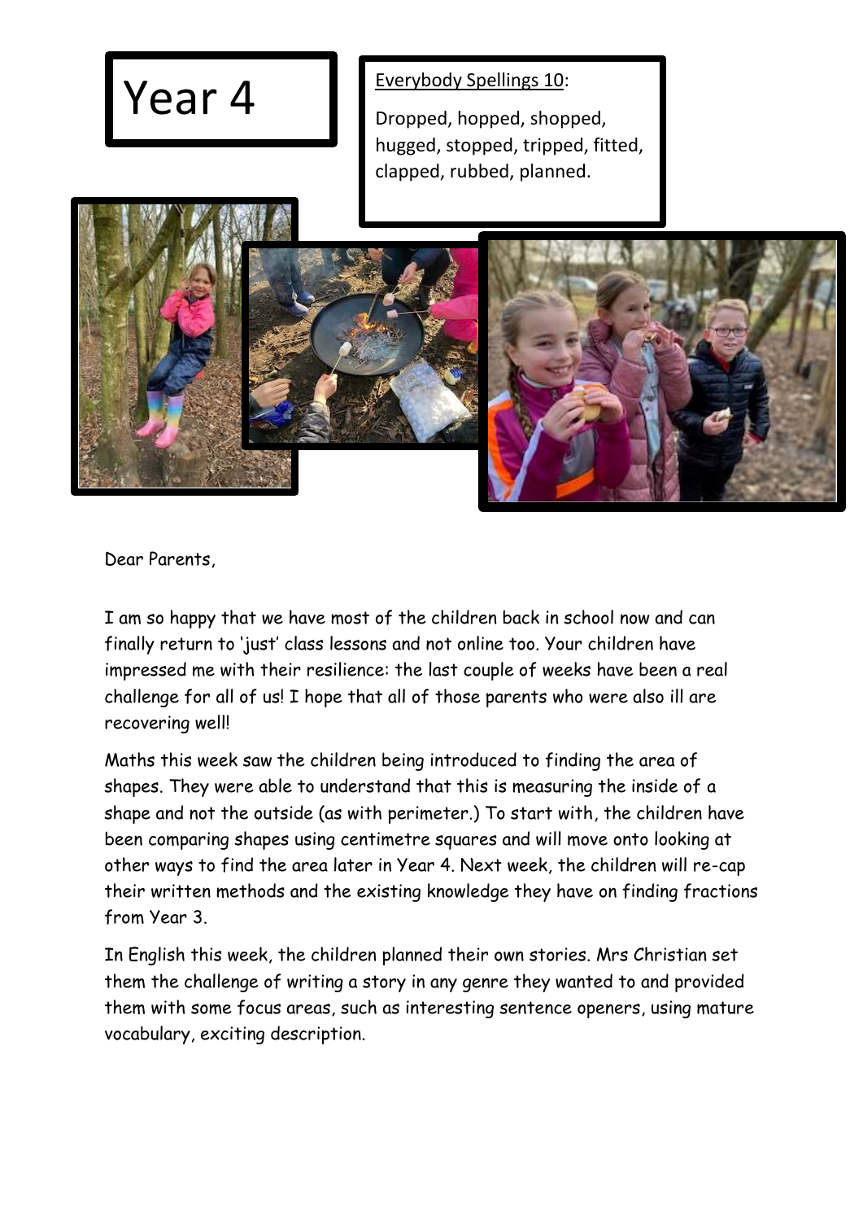# Year 4

<u>Everybody Spellings 10</u>:

Dropped, hopped, shopped, hugged, stopped, tripped, fitted, clapped, rubbed, planned.

Dear Parents,

I am so happy that we have most of the children back in school now and can finally return to 'just' class lessons and not online too. Your children have impressed me with their resilience: the last couple of weeks have been a real challenge for all of us! I hope that all of those parents who were also ill are recovering well!

Maths this week saw the children being introduced to finding the area of shapes. They were able to understand that this is measuring the inside of a shape and not the outside (as with perimeter.) To start with, the children have been comparing shapes using centimetre squares and will move onto looking at other ways to find the area later in Year 4. Next week, the children will re-cap their written methods and the existing knowledge they have on finding fractions from Year 3.

In English this week, the children planned their own stories. Mrs Christian set them the challenge of writing a story in any genre they wanted to and provided them with some focus areas, such as interesting sentence openers, using mature vocabulary, exciting description.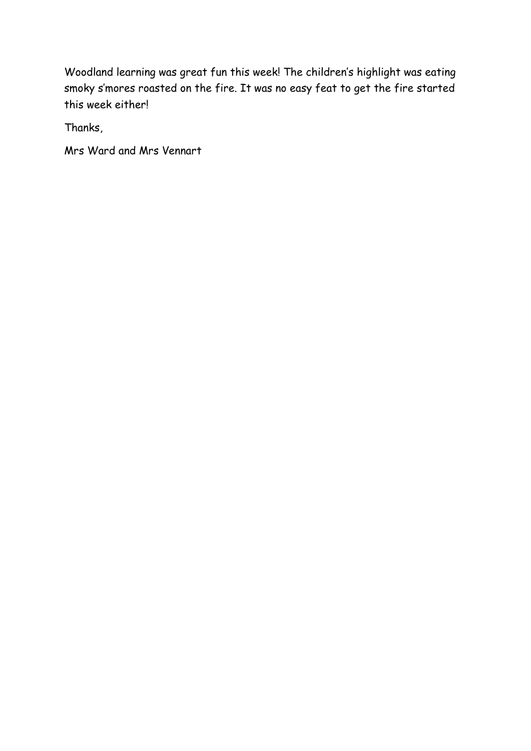Woodland learning was great fun this week! The children's highlight was eating smoky s'mores roasted on the fire. It was no easy feat to get the fire started this week either!

Thanks,

Mrs Ward and Mrs Vennart